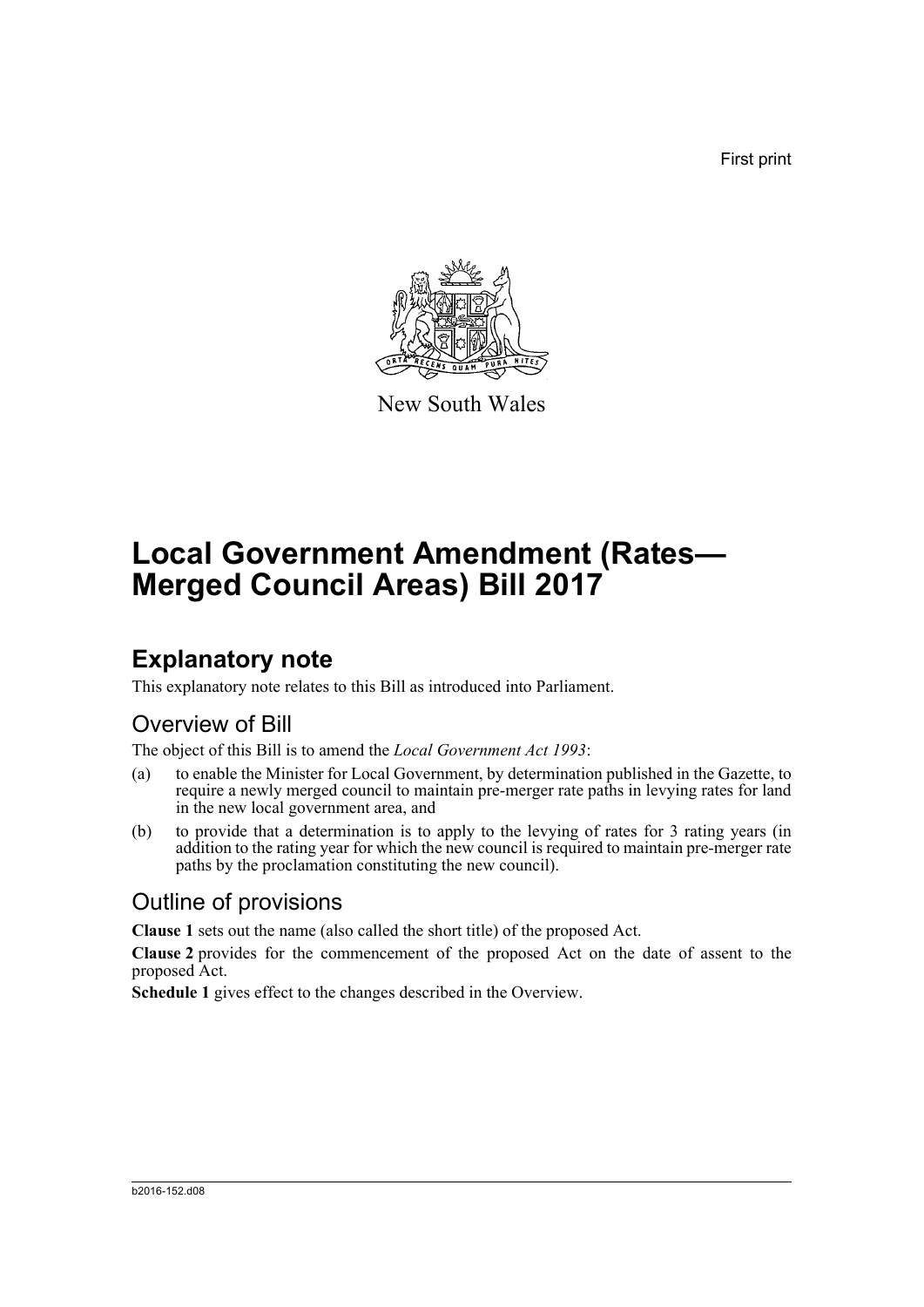First print

New South Wales

# Local Government Amendment (Rates—Merged Council Areas) Bill 2017

## Explanatory note

This explanatory note relates to this Bill as introduced into Parliament.

### Overview of Bill

The object of this Bill is to amend the *Local Government Act 1993*:

(a) to enable the Minister for Local Government, by determination published in the Gazette, to require a newly merged council to maintain pre-merger rate paths in levying rates for land in the new local government area, and

(b) to provide that a determination is to apply to the levying of rates for 3 rating years (in addition to the rating year for which the new council is required to maintain pre-merger rate paths by the proclamation constituting the new council).

### Outline of provisions

**Clause 1** sets out the name (also called the short title) of the proposed Act.

**Clause 2** provides for the commencement of the proposed Act on the date of assent to the proposed Act.

**Schedule 1** gives effect to the changes described in the Overview.

b2016-152.d08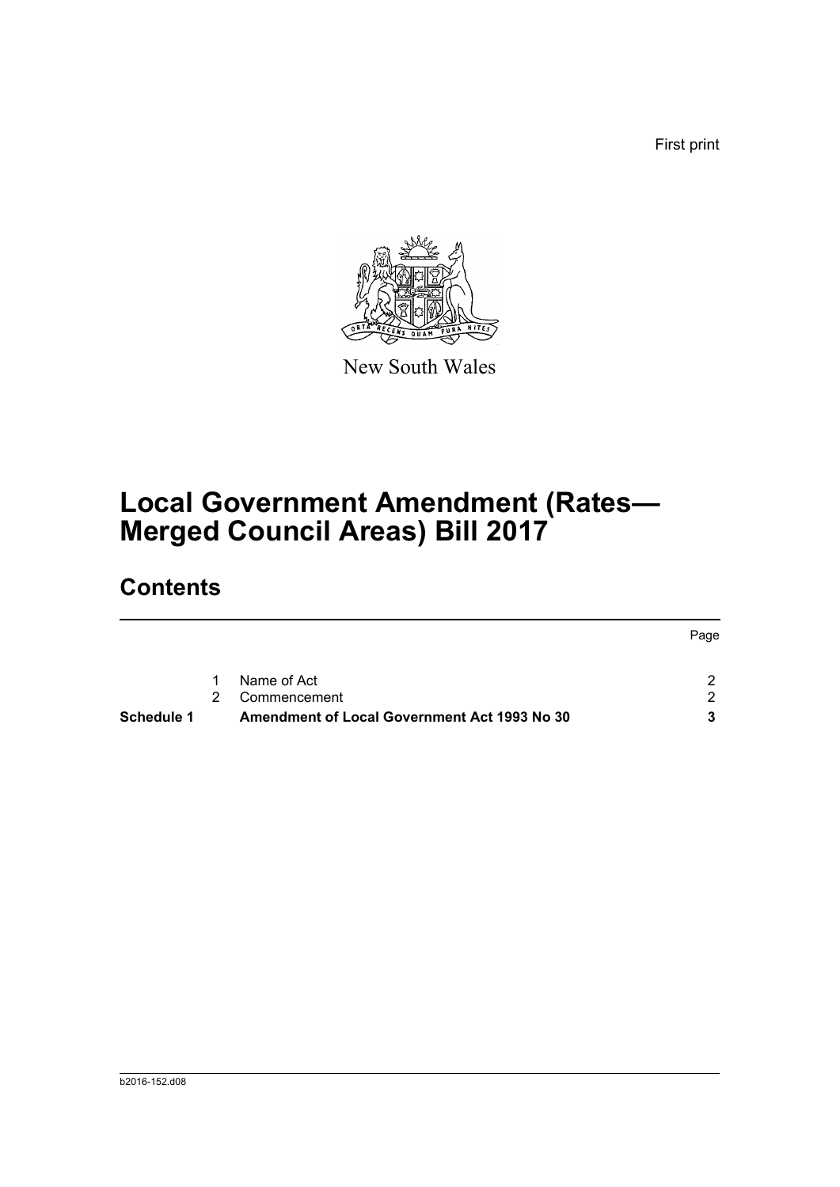First print

New South Wales

# Local Government Amendment (Rates—Merged Council Areas) Bill 2017

## Contents

| | | | Page |
|---|---|---|---|
| | 1 | Name of Act | 2 |
| | 2 | Commencement | 2 |
| **Schedule 1** | | **Amendment of Local Government Act 1993 No 30** | **3** |

b2016-152.d08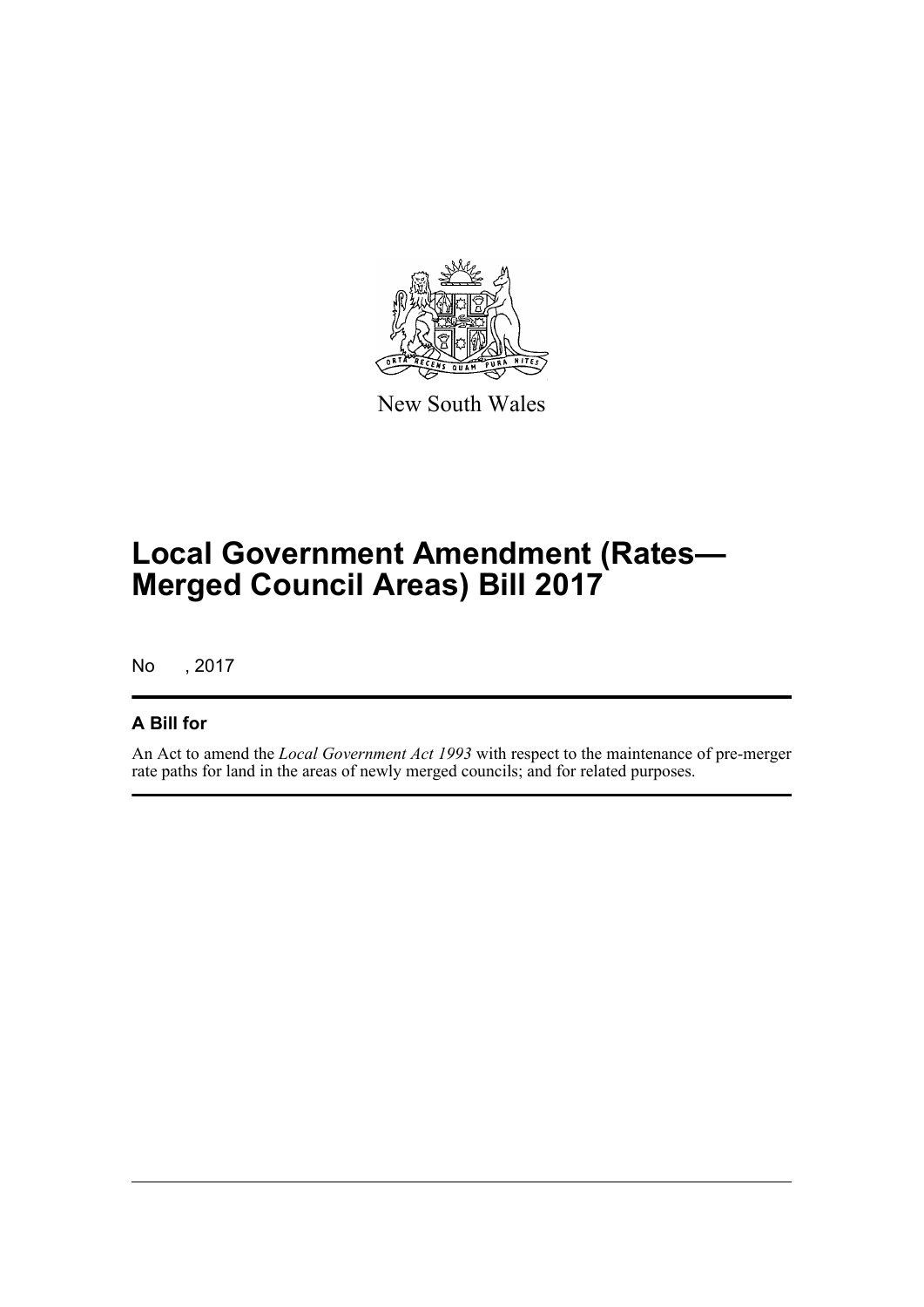New South Wales

# Local Government Amendment (Rates—Merged Council Areas) Bill 2017

No , 2017

## A Bill for

An Act to amend the *Local Government Act 1993* with respect to the maintenance of pre-merger rate paths for land in the areas of newly merged councils; and for related purposes.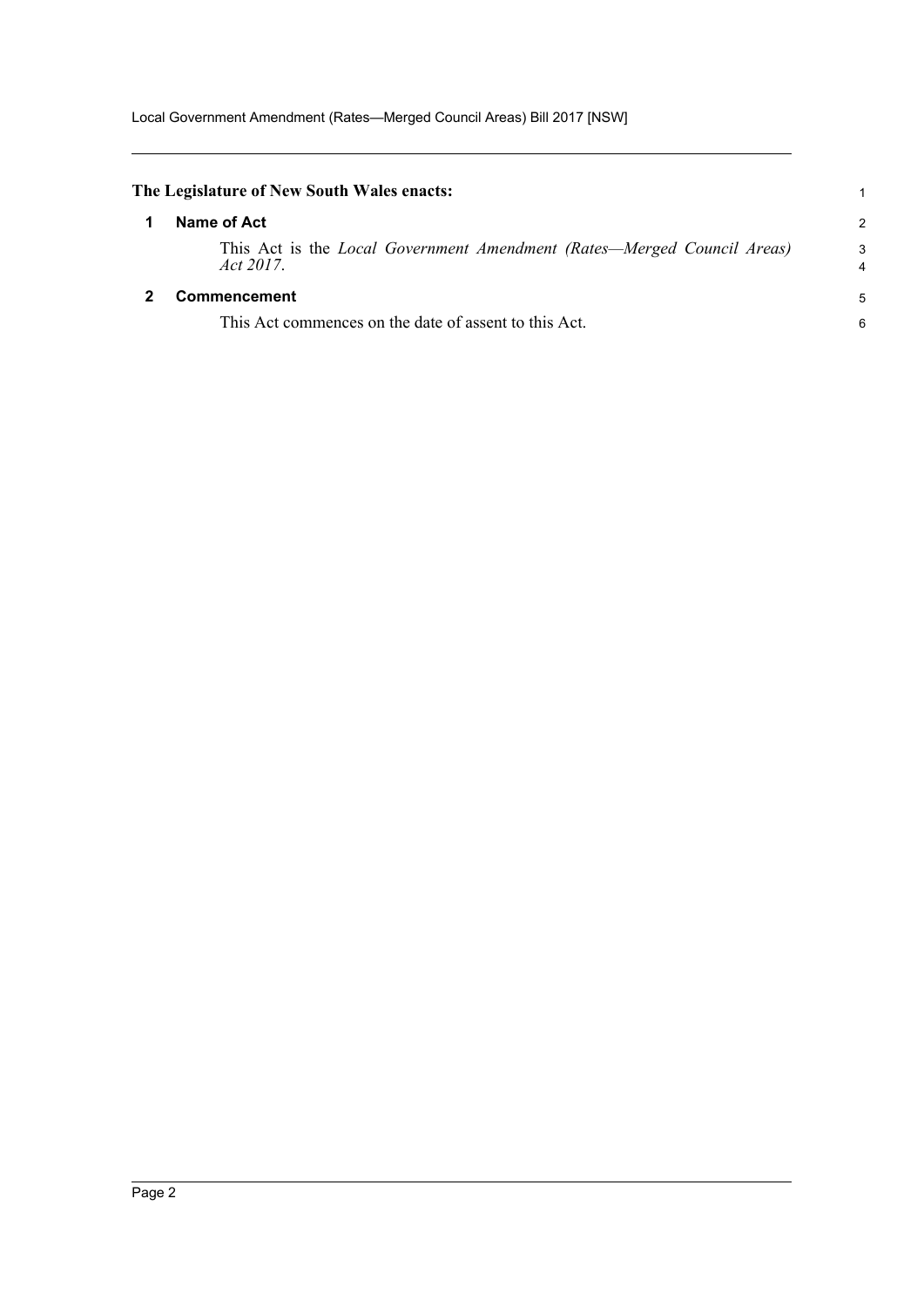**The Legislature of New South Wales enacts:**

## 1 Name of Act

This Act is the *Local Government Amendment (Rates—Merged Council Areas) Act 2017*.

## 2 Commencement

This Act commences on the date of assent to this Act.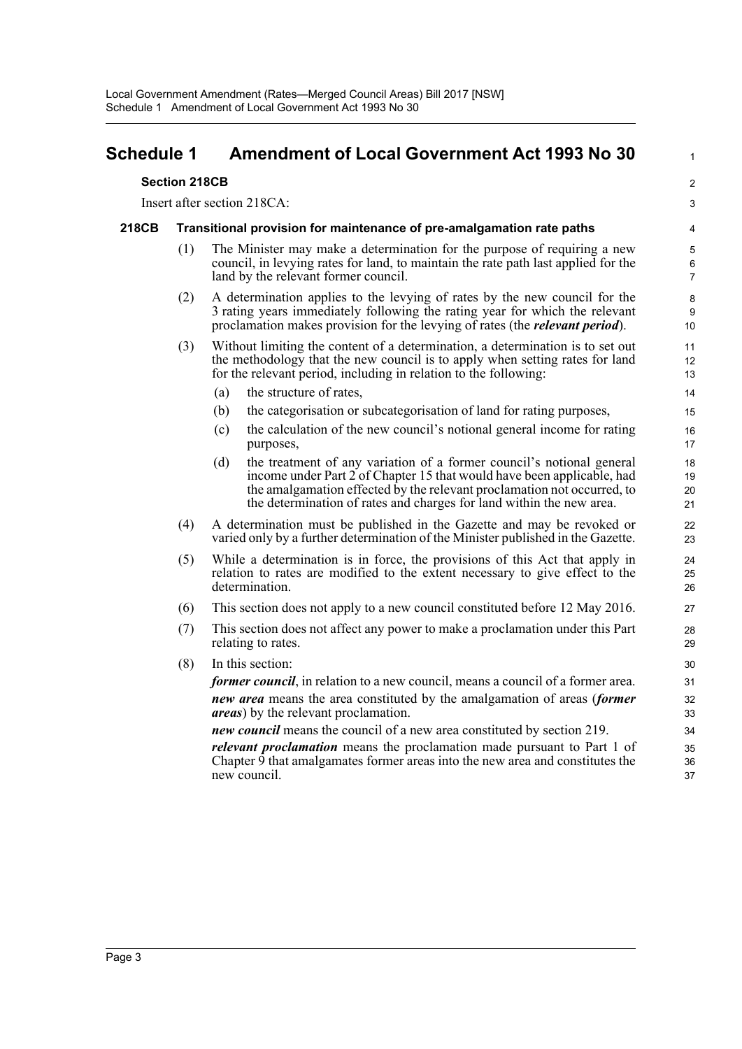# Schedule 1 Amendment of Local Government Act 1993 No 30

### Section 218CB

Insert after section 218CA:

### 218CB Transitional provision for maintenance of pre-amalgamation rate paths

(1) The Minister may make a determination for the purpose of requiring a new council, in levying rates for land, to maintain the rate path last applied for the land by the relevant former council.

(2) A determination applies to the levying of rates by the new council for the 3 rating years immediately following the rating year for which the relevant proclamation makes provision for the levying of rates (the ***relevant period***).

(3) Without limiting the content of a determination, a determination is to set out the methodology that the new council is to apply when setting rates for land for the relevant period, including in relation to the following:

- (a) the structure of rates,
- (b) the categorisation or subcategorisation of land for rating purposes,
- (c) the calculation of the new council's notional general income for rating purposes,
- (d) the treatment of any variation of a former council's notional general income under Part 2 of Chapter 15 that would have been applicable, had the amalgamation effected by the relevant proclamation not occurred, to the determination of rates and charges for land within the new area.

(4) A determination must be published in the Gazette and may be revoked or varied only by a further determination of the Minister published in the Gazette.

(5) While a determination is in force, the provisions of this Act that apply in relation to rates are modified to the extent necessary to give effect to the determination.

(6) This section does not apply to a new council constituted before 12 May 2016.

(7) This section does not affect any power to make a proclamation under this Part relating to rates.

(8) In this section:

***former council***, in relation to a new council, means a council of a former area.

***new area*** means the area constituted by the amalgamation of areas (***former areas***) by the relevant proclamation.

***new council*** means the council of a new area constituted by section 219.

***relevant proclamation*** means the proclamation made pursuant to Part 1 of Chapter 9 that amalgamates former areas into the new area and constitutes the new council.